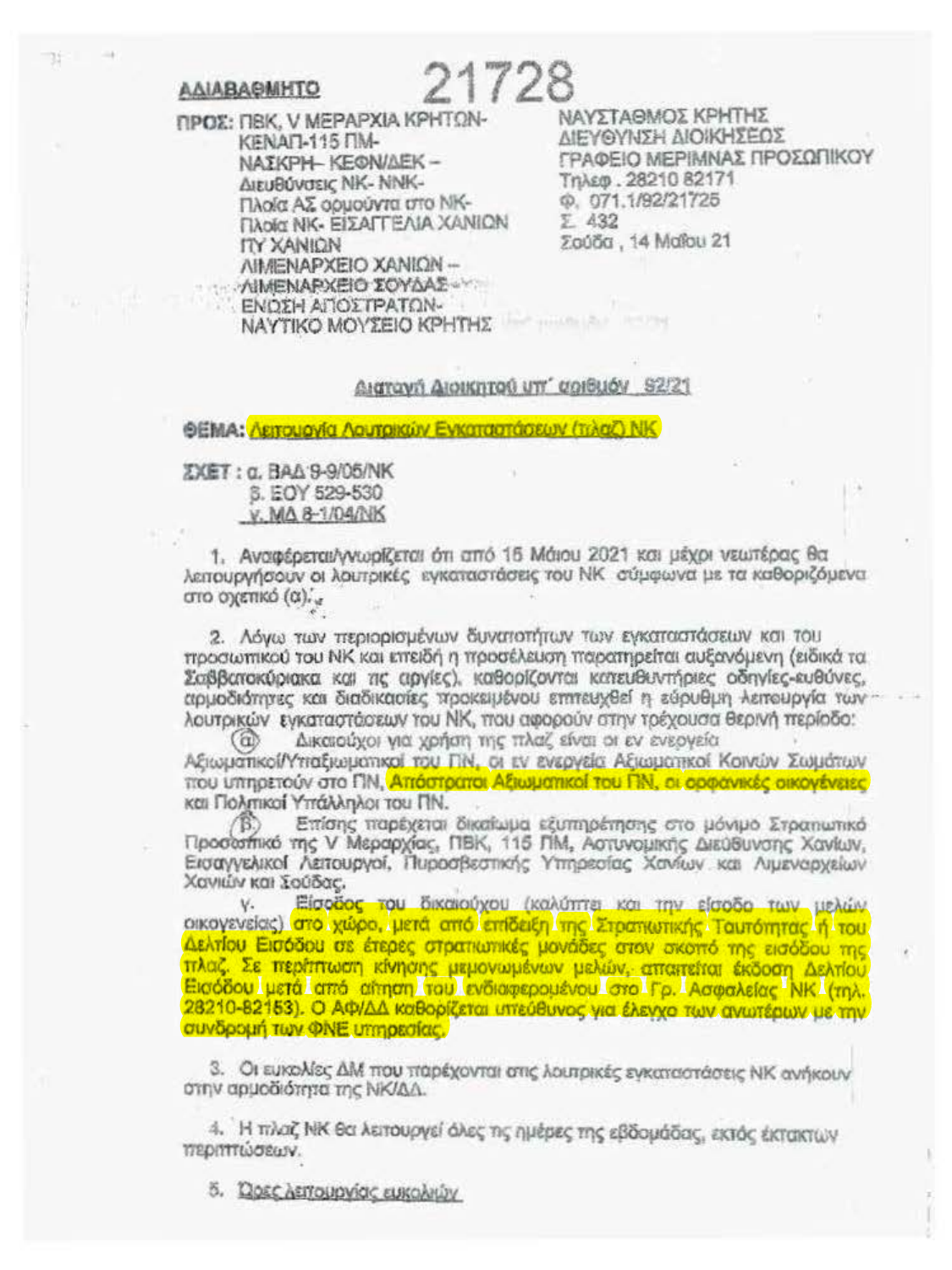**ΑΔΙΑΒΑΘΜΗΤΟ**

21728

ΠΡΟΣ: ΠΒΚ, V ΜΕΡΑΡΧΙΑ ΚΡΗΤΩΝ-
ΚΕΝΑΠ-115 ΠΜ-
ΝΑΣΚΡΗ– ΚΕΘΝ/ΔΕΚ –
Διευθύνσεις ΝΚ- ΝΝΚ-
Πλοία ΑΣ ορμούντα στο ΝΚ-
Πλοία ΝΚ- ΕΙΣΑΓΓΕΛΙΑ ΧΑΝΙΩΝ
ΠΥ ΧΑΝΙΩΝ
ΛΙΜΕΝΑΡΧΕΙΟ ΧΑΝΙΩΝ –
ΛΙΜΕΝΑΡΧΕΙΟ ΣΟΥΔΑΣ-
ΕΝΩΣΗ ΑΠΟΣΤΡΑΤΩΝ-
ΝΑΥΤΙΚΟ ΜΟΥΣΕΙΟ ΚΡΗΤΗΣ

ΝΑΥΣΤΑΘΜΟΣ ΚΡΗΤΗΣ
ΔΙΕΥΘΥΝΣΗ ΔΙΟΙΚΗΣΕΩΣ
ΓΡΑΦΕΙΟ ΜΕΡΙΜΝΑΣ ΠΡΟΣΩΠΙΚΟΥ
Τηλεφ . 28210 82171
Φ. 071.1/92/21725
Σ. 432
Σούδα , 14 Μαΐου 21

Διαταγή Διοικητού υπ' αριθμόν 92/21

**ΘΕΜΑ:** Λειτουργία Λουτρικών Εγκαταστάσεων (πλαζ) ΝΚ

**ΣΧΕΤ :** α. ΒΑΔ 9-9/05/ΝΚ
β. ΕΟΥ 529-530
γ. ΜΔ 8-1/04/ΝΚ

1. Αναφέρεται/γνωρίζεται ότι από 15 Μαΐου 2021 και μέχρι νεωτέρας θα λειτουργήσουν οι λουτρικές εγκαταστάσεις του ΝΚ σύμφωνα με τα καθοριζόμενα στο σχετικό (α).

2. Λόγω των περιορισμένων δυνατοτήτων των εγκαταστάσεων και του προσωπικού του ΝΚ και επειδή η προσέλευση παρατηρείται αυξανόμενη (ειδικά τα Σαββατοκύριακα και τις αργίες), καθορίζονται κατευθυντήριες οδηγίες-ευθύνες, αρμοδιότητες και διαδικασίες προκειμένου επιτευχθεί η εύρυθμη λειτουργία των λουτρικών εγκαταστάσεων του ΝΚ, που αφορούν στην τρέχουσα θερινή περίοδο:

α. Δικαιούχοι για χρήση της πλαζ είναι οι εν ενεργεία Αξιωματικοί/Υπαξιωματικοί του ΠΝ, οι εν ενεργεία Αξιωματικοί Κοινών Σωμάτων που υπηρετούν στο ΠΝ, Απόστρατοι Αξιωματικοί του ΠΝ, οι ορφανικές οικογένειες και Πολιτικοί Υπάλληλοι του ΠΝ.

β. Επίσης παρέχεται δικαίωμα εξυπηρέτησης στο μόνιμο Στρατιωτικό Προσωπικό της V Μεραρχίας, ΠΒΚ, 115 ΠΜ, Αστυνομικής Διεύθυνσης Χανίων, Εισαγγελικοί Λειτουργοί, Πυροσβεστικής Υπηρεσίας Χανίων και Λιμεναρχείων Χανίων και Σούδας.

γ. Είσοδος του δικαιούχου (καλύπτει και την είσοδο των μελών οικογενείας) στο χώρο, μετά από επίδειξη της Στρατιωτικής Ταυτότητας ή του Δελτίου Εισόδου σε έτερες στρατιωτικές μονάδες στον σκοπό της εισόδου της πλαζ. Σε περίπτωση κίνησης μεμονωμένων μελών, απαιτείται έκδοση Δελτίου Εισόδου μετά από αίτηση του ενδιαφερομένου στο Γρ. Ασφαλείας ΝΚ (τηλ. 28210-82153). Ο ΑΦ/ΔΔ καθορίζεται υπεύθυνος για έλεγχο των ανωτέρω με την συνδρομή των ΦΝΕ υπηρεσίας.

3. Οι ευκολίες ΔΜ που παρέχονται στις λουτρικές εγκαταστάσεις ΝΚ ανήκουν στην αρμοδιότητα της ΝΚ/ΔΔ.

4. Η πλαζ ΝΚ θα λειτουργεί όλες τις ημέρες της εβδομάδας, εκτός έκτακτων περιπτώσεων.

5. Ώρες λειτουργίας ευκολιών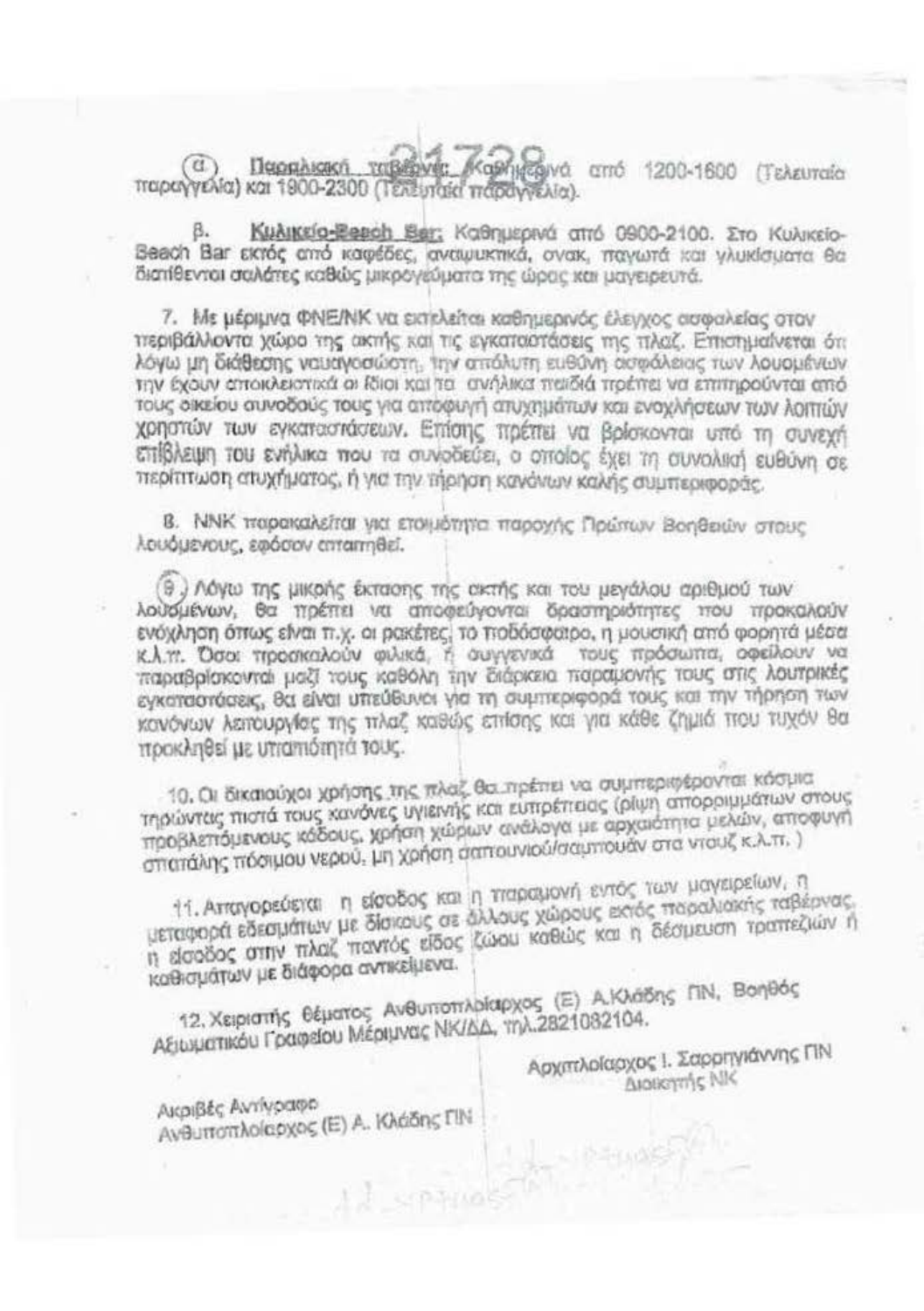α. Παραλιακή ταβέρνα: Καθημερινά από 1200-1600 (Τελευταία παραγγελία) και 1900-2300 (Τελευταία παραγγελία).

β. Κυλικείο-Beach Bar: Καθημερινά από 0900-2100. Στο Κυλικείο-Beach Bar εκτός από καφέδες, αναψυκτικά, σνακ, παγωτά και γλυκίσματα θα διατίθενται σαλάτες καθώς μικρογεύματα της ώρας και μαγειρευτά.

7. Με μέριμνα ΦΝΕ/ΝΚ να εκτελείται καθημερινός έλεγχος ασφαλείας στον περιβάλλοντα χώρο της ακτής και τις εγκαταστάσεις της πλαζ. Επισημαίνεται ότι λόγω μη διάθεσης ναυαγοσώστη, την απόλυτη ευθύνη ασφάλειας των λουομένων την έχουν αποκλειστικά οι ίδιοι και τα ανήλικα παιδιά πρέπει να επιτηρούνται από τους οικείου συνοδούς τους για αποφυγή ατυχημάτων και ενοχλήσεων των λοιπών χρηστών των εγκαταστάσεων. Επίσης πρέπει να βρίσκονται υπό τη συνεχή επίβλεψη του ενήλικα που τα συνοδεύει, ο οποίος έχει τη συνολική ευθύνη σε περίπτωση ατυχήματος, ή για την τήρηση κανόνων καλής συμπεριφοράς.

8. ΝΝΚ παρακαλείται για ετοιμότητα παροχής Πρώτων Βοηθειών στους λουόμενους, εφόσον απαιτηθεί.

9. Λόγω της μικρής έκτασης της ακτής και του μεγάλου αριθμού των λουόμενων, θα πρέπει να αποφεύγονται δραστηριότητες που προκαλούν ενόχληση όπως είναι π.χ. οι ρακέτες, το ποδόσφαιρο, η μουσική από φορητά μέσα κ.λ.π. Όσοι προσκαλούν φιλικά, ή συγγενικά τους πρόσωπα, οφείλουν να παραβρίσκονται μαζί τους καθόλη την διάρκεια παραμονής τους στις λουτρικές εγκαταστάσεις, θα είναι υπεύθυνοι για τη συμπεριφορά τους και την τήρηση των κανόνων λειτουργίας της πλαζ καθώς επίσης και για κάθε ζημιά που τυχόν θα προκληθεί με υπαιτιότητά τους.

10. Οι δικαιούχοι χρήσης της πλαζ θα πρέπει να συμπεριφέρονται κόσμια τηρώντας πιστά τους κανόνες υγιεινής και ευπρέπειας (ρίψη απορριμμάτων στους προβλεπόμενους κάδους, χρήση χώρων ανάλογα με αρχαιότητα μελών, αποφυγή σπατάλης πόσιμου νερού, μη χρήση σαπουνιού/σαμπουάν στα ντους κ.λ.π. )

11. Απαγορεύεται η είσοδος και η παραμονή εντός των μαγειρείων, η μεταφορά εδεσμάτων με δίσκους σε άλλους χώρους εκτός παραλιακής ταβέρνας, η είσοδος στην πλαζ παντός είδους ζώου καθώς και η δέσμευση τραπεζιών ή καθισμάτων με διάφορα αντικείμενα.

12. Χειριστής θέματος Ανθυποπλοίαρχος (Ε) Α.Κλάδης ΠΝ, Βοηθός Αξιωματικού Γραφείου Μέριμνας ΝΚ/ΔΔ, τηλ.2821082104.

Αρχιπλοίαρχος Ι. Σαρρηγιάννης ΠΝ
Διοικητής ΝΚ

Ακριβές Αντίγραφο
Ανθυποπλοίαρχος (Ε) Α. Κλάδης ΠΝ